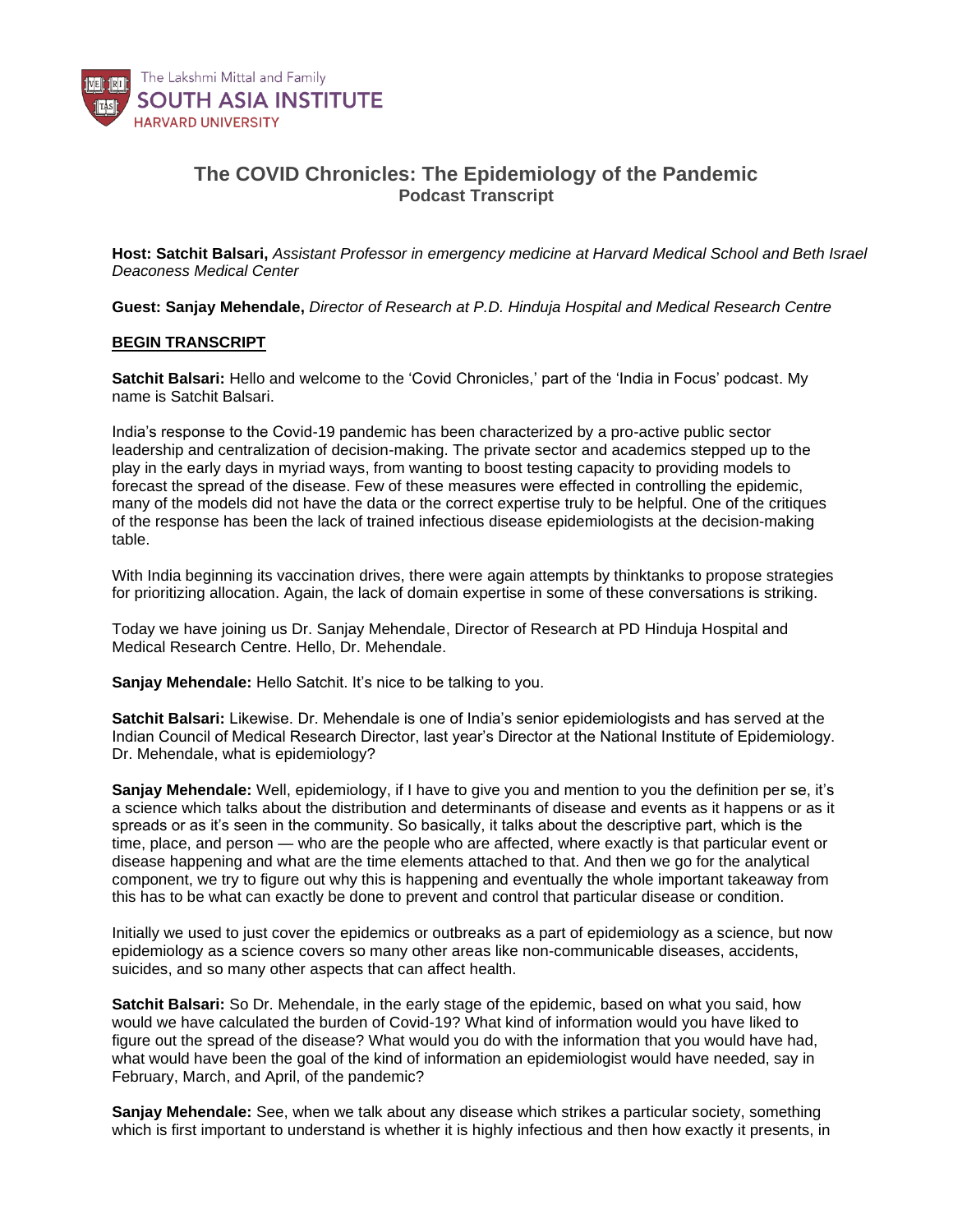The Lakshmi Mittal and Family
**SOUTH ASIA INSTITUTE**
HARVARD UNIVERSITY

# The COVID Chronicles: The Epidemiology of the Pandemic

## Podcast Transcript

**Host: Satchit Balsari,** *Assistant Professor in emergency medicine at Harvard Medical School and Beth Israel Deaconess Medical Center*

**Guest: Sanjay Mehendale,** *Director of Research at P.D. Hinduja Hospital and Medical Research Centre*

**BEGIN TRANSCRIPT**

**Satchit Balsari:** Hello and welcome to the 'Covid Chronicles,' part of the 'India in Focus' podcast. My name is Satchit Balsari.

India's response to the Covid-19 pandemic has been characterized by a pro-active public sector leadership and centralization of decision-making. The private sector and academics stepped up to the play in the early days in myriad ways, from wanting to boost testing capacity to providing models to forecast the spread of the disease. Few of these measures were effected in controlling the epidemic, many of the models did not have the data or the correct expertise truly to be helpful. One of the critiques of the response has been the lack of trained infectious disease epidemiologists at the decision-making table.

With India beginning its vaccination drives, there were again attempts by thinktanks to propose strategies for prioritizing allocation. Again, the lack of domain expertise in some of these conversations is striking.

Today we have joining us Dr. Sanjay Mehendale, Director of Research at PD Hinduja Hospital and Medical Research Centre. Hello, Dr. Mehendale.

**Sanjay Mehendale:** Hello Satchit. It's nice to be talking to you.

**Satchit Balsari:** Likewise. Dr. Mehendale is one of India's senior epidemiologists and has served at the Indian Council of Medical Research Director, last year's Director at the National Institute of Epidemiology. Dr. Mehendale, what is epidemiology?

**Sanjay Mehendale:** Well, epidemiology, if I have to give you and mention to you the definition per se, it's a science which talks about the distribution and determinants of disease and events as it happens or as it spreads or as it's seen in the community. So basically, it talks about the descriptive part, which is the time, place, and person — who are the people who are affected, where exactly is that particular event or disease happening and what are the time elements attached to that. And then we go for the analytical component, we try to figure out why this is happening and eventually the whole important takeaway from this has to be what can exactly be done to prevent and control that particular disease or condition.

Initially we used to just cover the epidemics or outbreaks as a part of epidemiology as a science, but now epidemiology as a science covers so many other areas like non-communicable diseases, accidents, suicides, and so many other aspects that can affect health.

**Satchit Balsari:** So Dr. Mehendale, in the early stage of the epidemic, based on what you said, how would we have calculated the burden of Covid-19? What kind of information would you have liked to figure out the spread of the disease? What would you do with the information that you would have had, what would have been the goal of the kind of information an epidemiologist would have needed, say in February, March, and April, of the pandemic?

**Sanjay Mehendale:** See, when we talk about any disease which strikes a particular society, something which is first important to understand is whether it is highly infectious and then how exactly it presents, in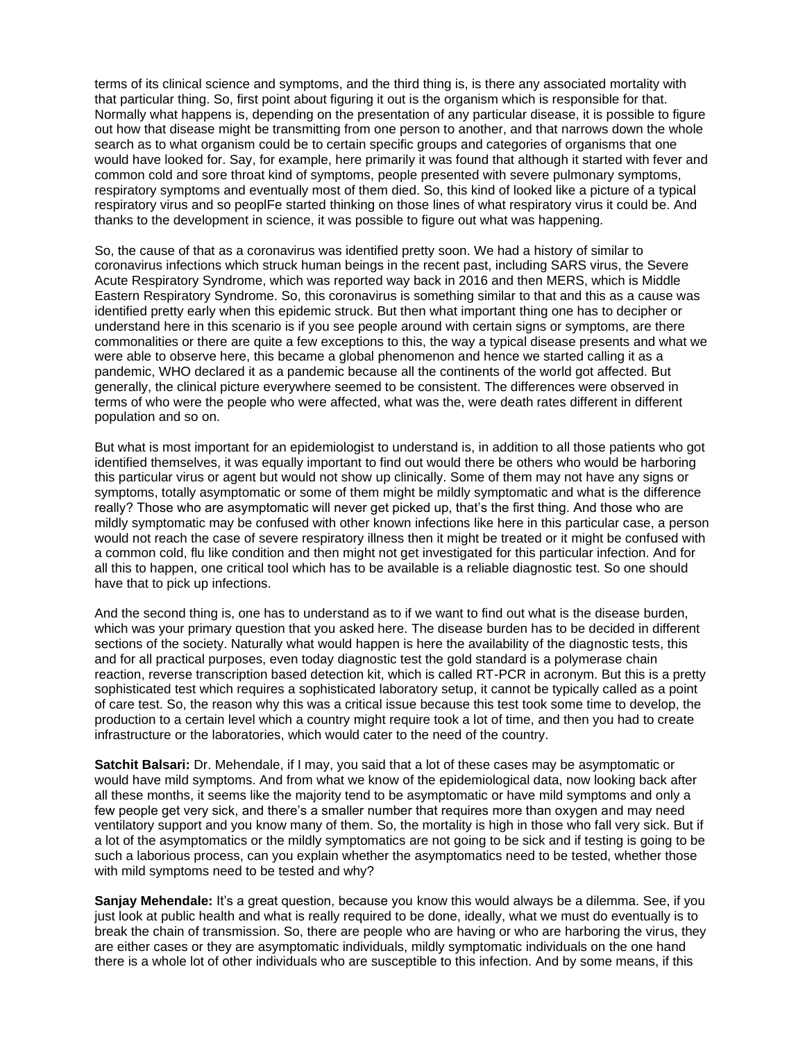terms of its clinical science and symptoms, and the third thing is, is there any associated mortality with that particular thing. So, first point about figuring it out is the organism which is responsible for that. Normally what happens is, depending on the presentation of any particular disease, it is possible to figure out how that disease might be transmitting from one person to another, and that narrows down the whole search as to what organism could be to certain specific groups and categories of organisms that one would have looked for. Say, for example, here primarily it was found that although it started with fever and common cold and sore throat kind of symptoms, people presented with severe pulmonary symptoms, respiratory symptoms and eventually most of them died. So, this kind of looked like a picture of a typical respiratory virus and so peoplFe started thinking on those lines of what respiratory virus it could be. And thanks to the development in science, it was possible to figure out what was happening.

So, the cause of that as a coronavirus was identified pretty soon. We had a history of similar to coronavirus infections which struck human beings in the recent past, including SARS virus, the Severe Acute Respiratory Syndrome, which was reported way back in 2016 and then MERS, which is Middle Eastern Respiratory Syndrome. So, this coronavirus is something similar to that and this as a cause was identified pretty early when this epidemic struck. But then what important thing one has to decipher or understand here in this scenario is if you see people around with certain signs or symptoms, are there commonalities or there are quite a few exceptions to this, the way a typical disease presents and what we were able to observe here, this became a global phenomenon and hence we started calling it as a pandemic, WHO declared it as a pandemic because all the continents of the world got affected. But generally, the clinical picture everywhere seemed to be consistent. The differences were observed in terms of who were the people who were affected, what was the, were death rates different in different population and so on.

But what is most important for an epidemiologist to understand is, in addition to all those patients who got identified themselves, it was equally important to find out would there be others who would be harboring this particular virus or agent but would not show up clinically. Some of them may not have any signs or symptoms, totally asymptomatic or some of them might be mildly symptomatic and what is the difference really? Those who are asymptomatic will never get picked up, that's the first thing. And those who are mildly symptomatic may be confused with other known infections like here in this particular case, a person would not reach the case of severe respiratory illness then it might be treated or it might be confused with a common cold, flu like condition and then might not get investigated for this particular infection. And for all this to happen, one critical tool which has to be available is a reliable diagnostic test. So one should have that to pick up infections.

And the second thing is, one has to understand as to if we want to find out what is the disease burden, which was your primary question that you asked here. The disease burden has to be decided in different sections of the society. Naturally what would happen is here the availability of the diagnostic tests, this and for all practical purposes, even today diagnostic test the gold standard is a polymerase chain reaction, reverse transcription based detection kit, which is called RT-PCR in acronym. But this is a pretty sophisticated test which requires a sophisticated laboratory setup, it cannot be typically called as a point of care test. So, the reason why this was a critical issue because this test took some time to develop, the production to a certain level which a country might require took a lot of time, and then you had to create infrastructure or the laboratories, which would cater to the need of the country.

**Satchit Balsari:** Dr. Mehendale, if I may, you said that a lot of these cases may be asymptomatic or would have mild symptoms. And from what we know of the epidemiological data, now looking back after all these months, it seems like the majority tend to be asymptomatic or have mild symptoms and only a few people get very sick, and there's a smaller number that requires more than oxygen and may need ventilatory support and you know many of them. So, the mortality is high in those who fall very sick. But if a lot of the asymptomatics or the mildly symptomatics are not going to be sick and if testing is going to be such a laborious process, can you explain whether the asymptomatics need to be tested, whether those with mild symptoms need to be tested and why?

**Sanjay Mehendale:** It's a great question, because you know this would always be a dilemma. See, if you just look at public health and what is really required to be done, ideally, what we must do eventually is to break the chain of transmission. So, there are people who are having or who are harboring the virus, they are either cases or they are asymptomatic individuals, mildly symptomatic individuals on the one hand there is a whole lot of other individuals who are susceptible to this infection. And by some means, if this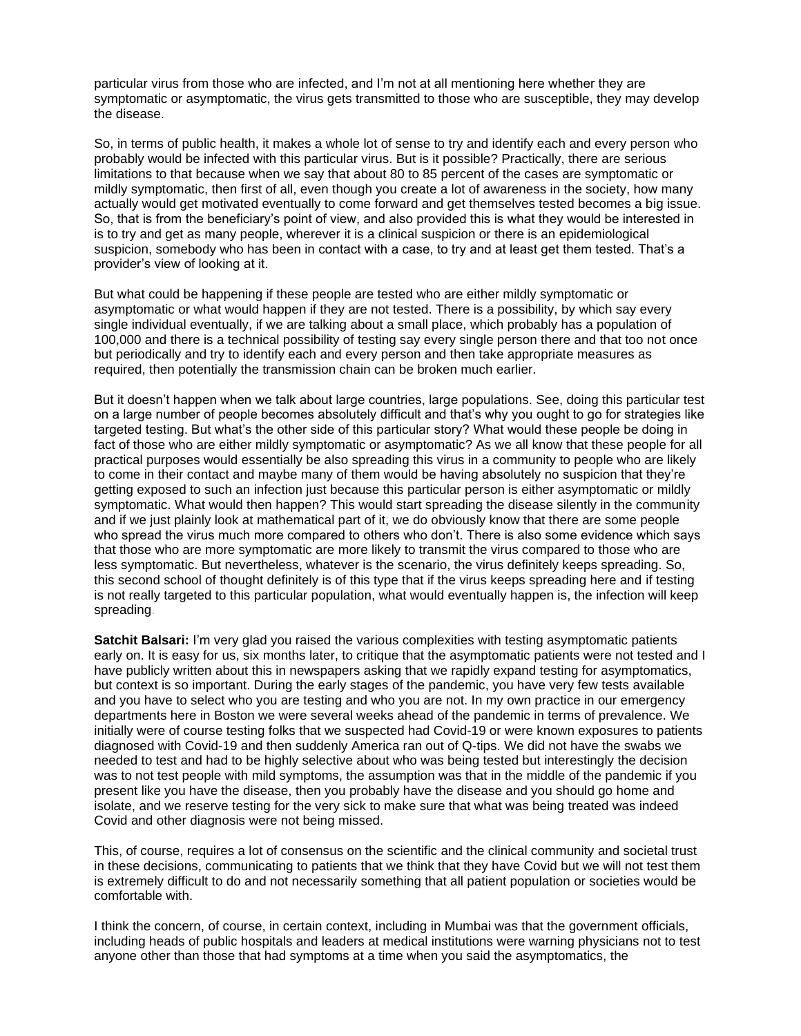particular virus from those who are infected, and I'm not at all mentioning here whether they are symptomatic or asymptomatic, the virus gets transmitted to those who are susceptible, they may develop the disease.

So, in terms of public health, it makes a whole lot of sense to try and identify each and every person who probably would be infected with this particular virus. But is it possible? Practically, there are serious limitations to that because when we say that about 80 to 85 percent of the cases are symptomatic or mildly symptomatic, then first of all, even though you create a lot of awareness in the society, how many actually would get motivated eventually to come forward and get themselves tested becomes a big issue. So, that is from the beneficiary's point of view, and also provided this is what they would be interested in is to try and get as many people, wherever it is a clinical suspicion or there is an epidemiological suspicion, somebody who has been in contact with a case, to try and at least get them tested. That's a provider's view of looking at it.

But what could be happening if these people are tested who are either mildly symptomatic or asymptomatic or what would happen if they are not tested. There is a possibility, by which say every single individual eventually, if we are talking about a small place, which probably has a population of 100,000 and there is a technical possibility of testing say every single person there and that too not once but periodically and try to identify each and every person and then take appropriate measures as required, then potentially the transmission chain can be broken much earlier.

But it doesn't happen when we talk about large countries, large populations. See, doing this particular test on a large number of people becomes absolutely difficult and that's why you ought to go for strategies like targeted testing. But what's the other side of this particular story? What would these people be doing in fact of those who are either mildly symptomatic or asymptomatic? As we all know that these people for all practical purposes would essentially be also spreading this virus in a community to people who are likely to come in their contact and maybe many of them would be having absolutely no suspicion that they're getting exposed to such an infection just because this particular person is either asymptomatic or mildly symptomatic. What would then happen? This would start spreading the disease silently in the community and if we just plainly look at mathematical part of it, we do obviously know that there are some people who spread the virus much more compared to others who don't. There is also some evidence which says that those who are more symptomatic are more likely to transmit the virus compared to those who are less symptomatic. But nevertheless, whatever is the scenario, the virus definitely keeps spreading. So, this second school of thought definitely is of this type that if the virus keeps spreading here and if testing is not really targeted to this particular population, what would eventually happen is, the infection will keep spreading.

**Satchit Balsari:** I'm very glad you raised the various complexities with testing asymptomatic patients early on. It is easy for us, six months later, to critique that the asymptomatic patients were not tested and I have publicly written about this in newspapers asking that we rapidly expand testing for asymptomatics, but context is so important. During the early stages of the pandemic, you have very few tests available and you have to select who you are testing and who you are not. In my own practice in our emergency departments here in Boston we were several weeks ahead of the pandemic in terms of prevalence. We initially were of course testing folks that we suspected had Covid-19 or were known exposures to patients diagnosed with Covid-19 and then suddenly America ran out of Q-tips. We did not have the swabs we needed to test and had to be highly selective about who was being tested but interestingly the decision was to not test people with mild symptoms, the assumption was that in the middle of the pandemic if you present like you have the disease, then you probably have the disease and you should go home and isolate, and we reserve testing for the very sick to make sure that what was being treated was indeed Covid and other diagnosis were not being missed.

This, of course, requires a lot of consensus on the scientific and the clinical community and societal trust in these decisions, communicating to patients that we think that they have Covid but we will not test them is extremely difficult to do and not necessarily something that all patient population or societies would be comfortable with.

I think the concern, of course, in certain context, including in Mumbai was that the government officials, including heads of public hospitals and leaders at medical institutions were warning physicians not to test anyone other than those that had symptoms at a time when you said the asymptomatics, the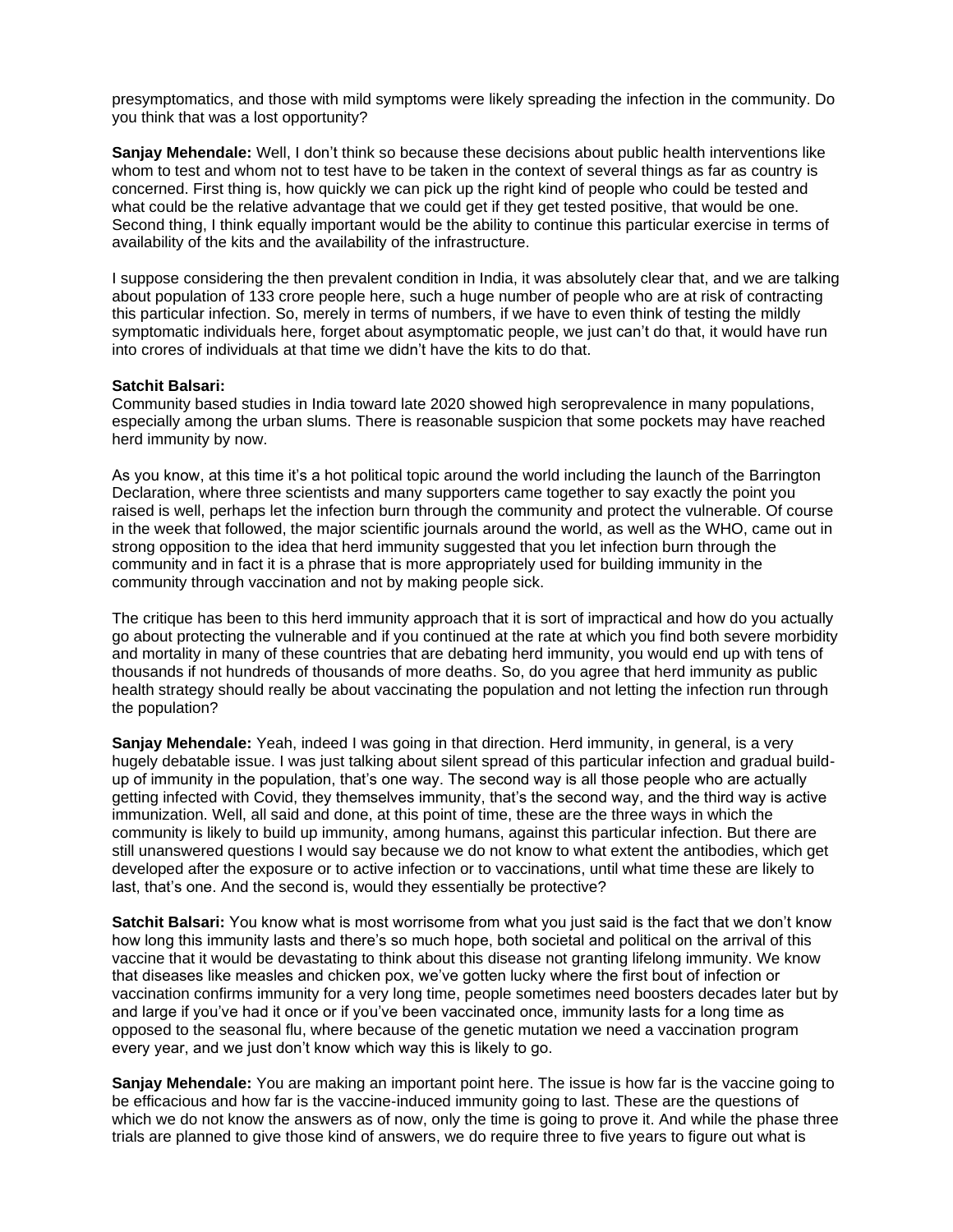presymptomatics, and those with mild symptoms were likely spreading the infection in the community. Do you think that was a lost opportunity?

**Sanjay Mehendale:** Well, I don't think so because these decisions about public health interventions like whom to test and whom not to test have to be taken in the context of several things as far as country is concerned. First thing is, how quickly we can pick up the right kind of people who could be tested and what could be the relative advantage that we could get if they get tested positive, that would be one. Second thing, I think equally important would be the ability to continue this particular exercise in terms of availability of the kits and the availability of the infrastructure.

I suppose considering the then prevalent condition in India, it was absolutely clear that, and we are talking about population of 133 crore people here, such a huge number of people who are at risk of contracting this particular infection. So, merely in terms of numbers, if we have to even think of testing the mildly symptomatic individuals here, forget about asymptomatic people, we just can't do that, it would have run into crores of individuals at that time we didn't have the kits to do that.

**Satchit Balsari:**
Community based studies in India toward late 2020 showed high seroprevalence in many populations, especially among the urban slums. There is reasonable suspicion that some pockets may have reached herd immunity by now.

As you know, at this time it's a hot political topic around the world including the launch of the Barrington Declaration, where three scientists and many supporters came together to say exactly the point you raised is well, perhaps let the infection burn through the community and protect the vulnerable. Of course in the week that followed, the major scientific journals around the world, as well as the WHO, came out in strong opposition to the idea that herd immunity suggested that you let infection burn through the community and in fact it is a phrase that is more appropriately used for building immunity in the community through vaccination and not by making people sick.

The critique has been to this herd immunity approach that it is sort of impractical and how do you actually go about protecting the vulnerable and if you continued at the rate at which you find both severe morbidity and mortality in many of these countries that are debating herd immunity, you would end up with tens of thousands if not hundreds of thousands of more deaths. So, do you agree that herd immunity as public health strategy should really be about vaccinating the population and not letting the infection run through the population?

**Sanjay Mehendale:** Yeah, indeed I was going in that direction. Herd immunity, in general, is a very hugely debatable issue. I was just talking about silent spread of this particular infection and gradual build-up of immunity in the population, that's one way. The second way is all those people who are actually getting infected with Covid, they themselves immunity, that's the second way, and the third way is active immunization. Well, all said and done, at this point of time, these are the three ways in which the community is likely to build up immunity, among humans, against this particular infection. But there are still unanswered questions I would say because we do not know to what extent the antibodies, which get developed after the exposure or to active infection or to vaccinations, until what time these are likely to last, that's one. And the second is, would they essentially be protective?

**Satchit Balsari:** You know what is most worrisome from what you just said is the fact that we don't know how long this immunity lasts and there's so much hope, both societal and political on the arrival of this vaccine that it would be devastating to think about this disease not granting lifelong immunity. We know that diseases like measles and chicken pox, we've gotten lucky where the first bout of infection or vaccination confirms immunity for a very long time, people sometimes need boosters decades later but by and large if you've had it once or if you've been vaccinated once, immunity lasts for a long time as opposed to the seasonal flu, where because of the genetic mutation we need a vaccination program every year, and we just don't know which way this is likely to go.

**Sanjay Mehendale:** You are making an important point here. The issue is how far is the vaccine going to be efficacious and how far is the vaccine-induced immunity going to last. These are the questions of which we do not know the answers as of now, only the time is going to prove it. And while the phase three trials are planned to give those kind of answers, we do require three to five years to figure out what is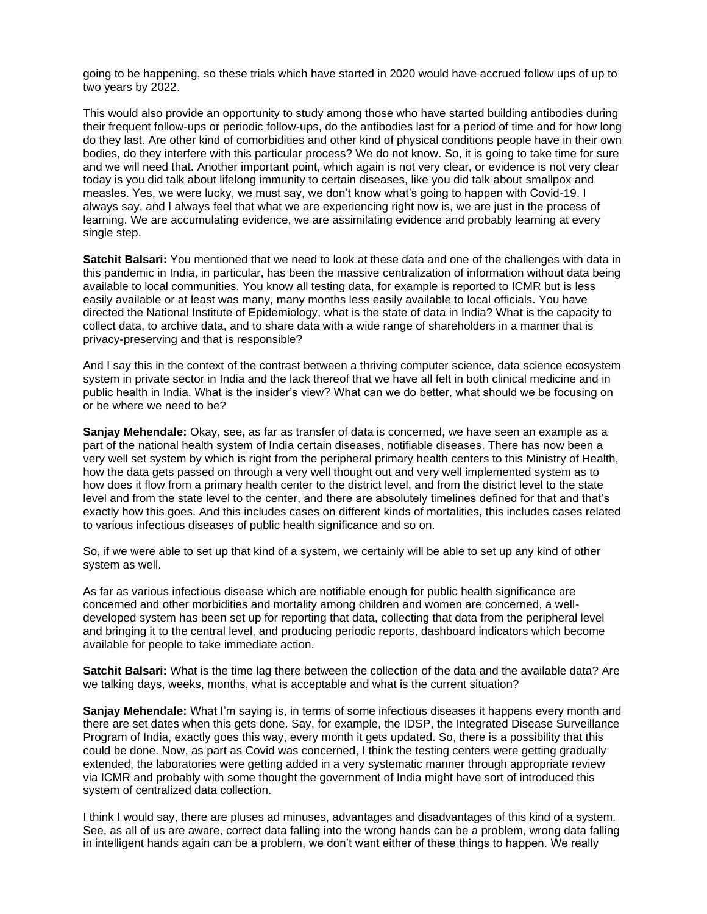going to be happening, so these trials which have started in 2020 would have accrued follow ups of up to two years by 2022.

This would also provide an opportunity to study among those who have started building antibodies during their frequent follow-ups or periodic follow-ups, do the antibodies last for a period of time and for how long do they last. Are other kind of comorbidities and other kind of physical conditions people have in their own bodies, do they interfere with this particular process? We do not know. So, it is going to take time for sure and we will need that. Another important point, which again is not very clear, or evidence is not very clear today is you did talk about lifelong immunity to certain diseases, like you did talk about smallpox and measles. Yes, we were lucky, we must say, we don't know what's going to happen with Covid-19. I always say, and I always feel that what we are experiencing right now is, we are just in the process of learning. We are accumulating evidence, we are assimilating evidence and probably learning at every single step.

**Satchit Balsari:** You mentioned that we need to look at these data and one of the challenges with data in this pandemic in India, in particular, has been the massive centralization of information without data being available to local communities. You know all testing data, for example is reported to ICMR but is less easily available or at least was many, many months less easily available to local officials. You have directed the National Institute of Epidemiology, what is the state of data in India? What is the capacity to collect data, to archive data, and to share data with a wide range of shareholders in a manner that is privacy-preserving and that is responsible?

And I say this in the context of the contrast between a thriving computer science, data science ecosystem system in private sector in India and the lack thereof that we have all felt in both clinical medicine and in public health in India. What is the insider's view? What can we do better, what should we be focusing on or be where we need to be?

**Sanjay Mehendale:** Okay, see, as far as transfer of data is concerned, we have seen an example as a part of the national health system of India certain diseases, notifiable diseases. There has now been a very well set system by which is right from the peripheral primary health centers to this Ministry of Health, how the data gets passed on through a very well thought out and very well implemented system as to how does it flow from a primary health center to the district level, and from the district level to the state level and from the state level to the center, and there are absolutely timelines defined for that and that's exactly how this goes. And this includes cases on different kinds of mortalities, this includes cases related to various infectious diseases of public health significance and so on.

So, if we were able to set up that kind of a system, we certainly will be able to set up any kind of other system as well.

As far as various infectious disease which are notifiable enough for public health significance are concerned and other morbidities and mortality among children and women are concerned, a well-developed system has been set up for reporting that data, collecting that data from the peripheral level and bringing it to the central level, and producing periodic reports, dashboard indicators which become available for people to take immediate action.

**Satchit Balsari:** What is the time lag there between the collection of the data and the available data? Are we talking days, weeks, months, what is acceptable and what is the current situation?

**Sanjay Mehendale:** What I'm saying is, in terms of some infectious diseases it happens every month and there are set dates when this gets done. Say, for example, the IDSP, the Integrated Disease Surveillance Program of India, exactly goes this way, every month it gets updated. So, there is a possibility that this could be done. Now, as part as Covid was concerned, I think the testing centers were getting gradually extended, the laboratories were getting added in a very systematic manner through appropriate review via ICMR and probably with some thought the government of India might have sort of introduced this system of centralized data collection.

I think I would say, there are pluses ad minuses, advantages and disadvantages of this kind of a system. See, as all of us are aware, correct data falling into the wrong hands can be a problem, wrong data falling in intelligent hands again can be a problem, we don't want either of these things to happen. We really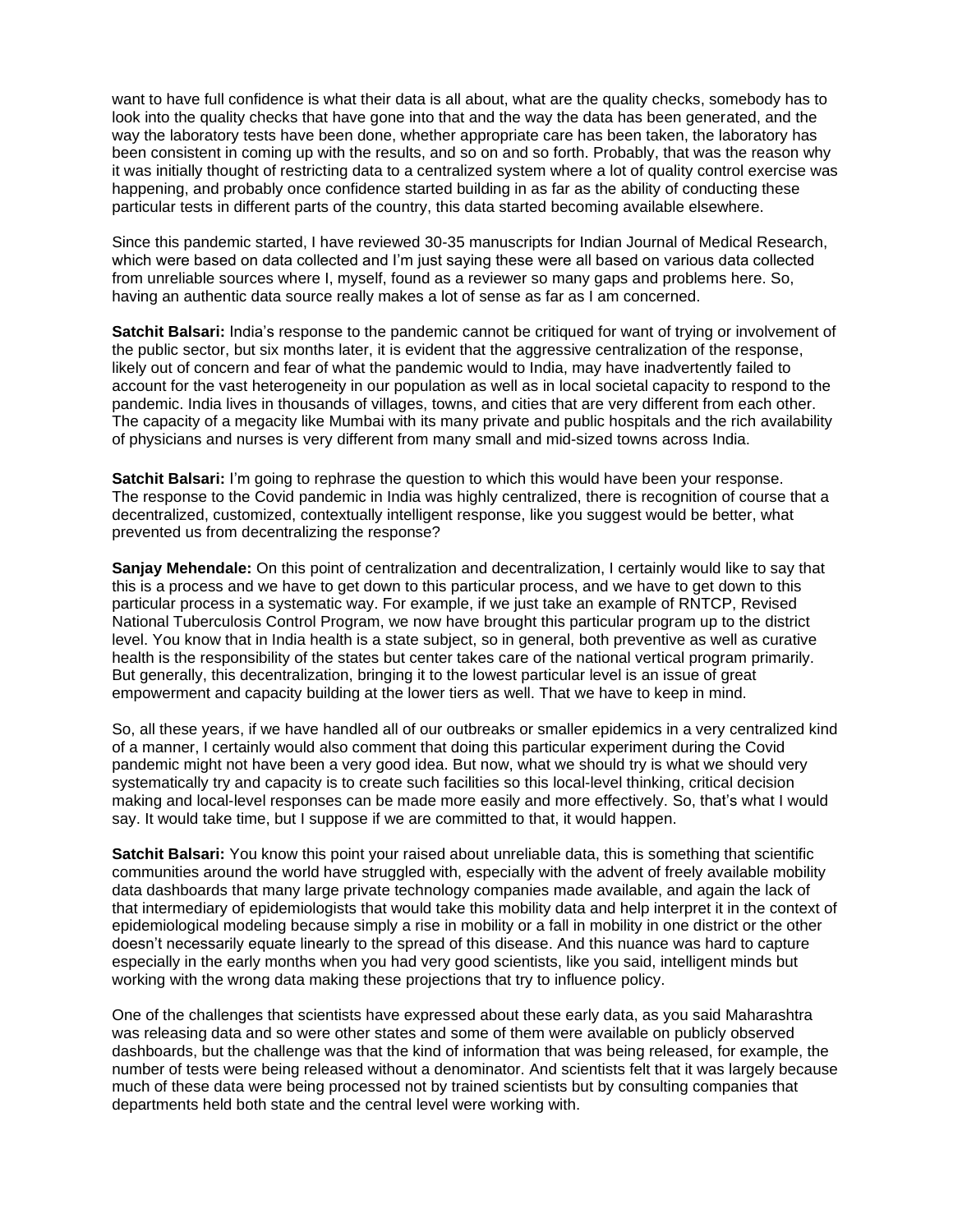want to have full confidence is what their data is all about, what are the quality checks, somebody has to look into the quality checks that have gone into that and the way the data has been generated, and the way the laboratory tests have been done, whether appropriate care has been taken, the laboratory has been consistent in coming up with the results, and so on and so forth. Probably, that was the reason why it was initially thought of restricting data to a centralized system where a lot of quality control exercise was happening, and probably once confidence started building in as far as the ability of conducting these particular tests in different parts of the country, this data started becoming available elsewhere.

Since this pandemic started, I have reviewed 30-35 manuscripts for Indian Journal of Medical Research, which were based on data collected and I'm just saying these were all based on various data collected from unreliable sources where I, myself, found as a reviewer so many gaps and problems here. So, having an authentic data source really makes a lot of sense as far as I am concerned.

**Satchit Balsari:** India's response to the pandemic cannot be critiqued for want of trying or involvement of the public sector, but six months later, it is evident that the aggressive centralization of the response, likely out of concern and fear of what the pandemic would to India, may have inadvertently failed to account for the vast heterogeneity in our population as well as in local societal capacity to respond to the pandemic. India lives in thousands of villages, towns, and cities that are very different from each other. The capacity of a megacity like Mumbai with its many private and public hospitals and the rich availability of physicians and nurses is very different from many small and mid-sized towns across India.

**Satchit Balsari:** I'm going to rephrase the question to which this would have been your response. The response to the Covid pandemic in India was highly centralized, there is recognition of course that a decentralized, customized, contextually intelligent response, like you suggest would be better, what prevented us from decentralizing the response?

**Sanjay Mehendale:** On this point of centralization and decentralization, I certainly would like to say that this is a process and we have to get down to this particular process, and we have to get down to this particular process in a systematic way. For example, if we just take an example of RNTCP, Revised National Tuberculosis Control Program, we now have brought this particular program up to the district level. You know that in India health is a state subject, so in general, both preventive as well as curative health is the responsibility of the states but center takes care of the national vertical program primarily. But generally, this decentralization, bringing it to the lowest particular level is an issue of great empowerment and capacity building at the lower tiers as well. That we have to keep in mind.

So, all these years, if we have handled all of our outbreaks or smaller epidemics in a very centralized kind of a manner, I certainly would also comment that doing this particular experiment during the Covid pandemic might not have been a very good idea. But now, what we should try is what we should very systematically try and capacity is to create such facilities so this local-level thinking, critical decision making and local-level responses can be made more easily and more effectively. So, that's what I would say. It would take time, but I suppose if we are committed to that, it would happen.

**Satchit Balsari:** You know this point your raised about unreliable data, this is something that scientific communities around the world have struggled with, especially with the advent of freely available mobility data dashboards that many large private technology companies made available, and again the lack of that intermediary of epidemiologists that would take this mobility data and help interpret it in the context of epidemiological modeling because simply a rise in mobility or a fall in mobility in one district or the other doesn't necessarily equate linearly to the spread of this disease. And this nuance was hard to capture especially in the early months when you had very good scientists, like you said, intelligent minds but working with the wrong data making these projections that try to influence policy.

One of the challenges that scientists have expressed about these early data, as you said Maharashtra was releasing data and so were other states and some of them were available on publicly observed dashboards, but the challenge was that the kind of information that was being released, for example, the number of tests were being released without a denominator. And scientists felt that it was largely because much of these data were being processed not by trained scientists but by consulting companies that departments held both state and the central level were working with.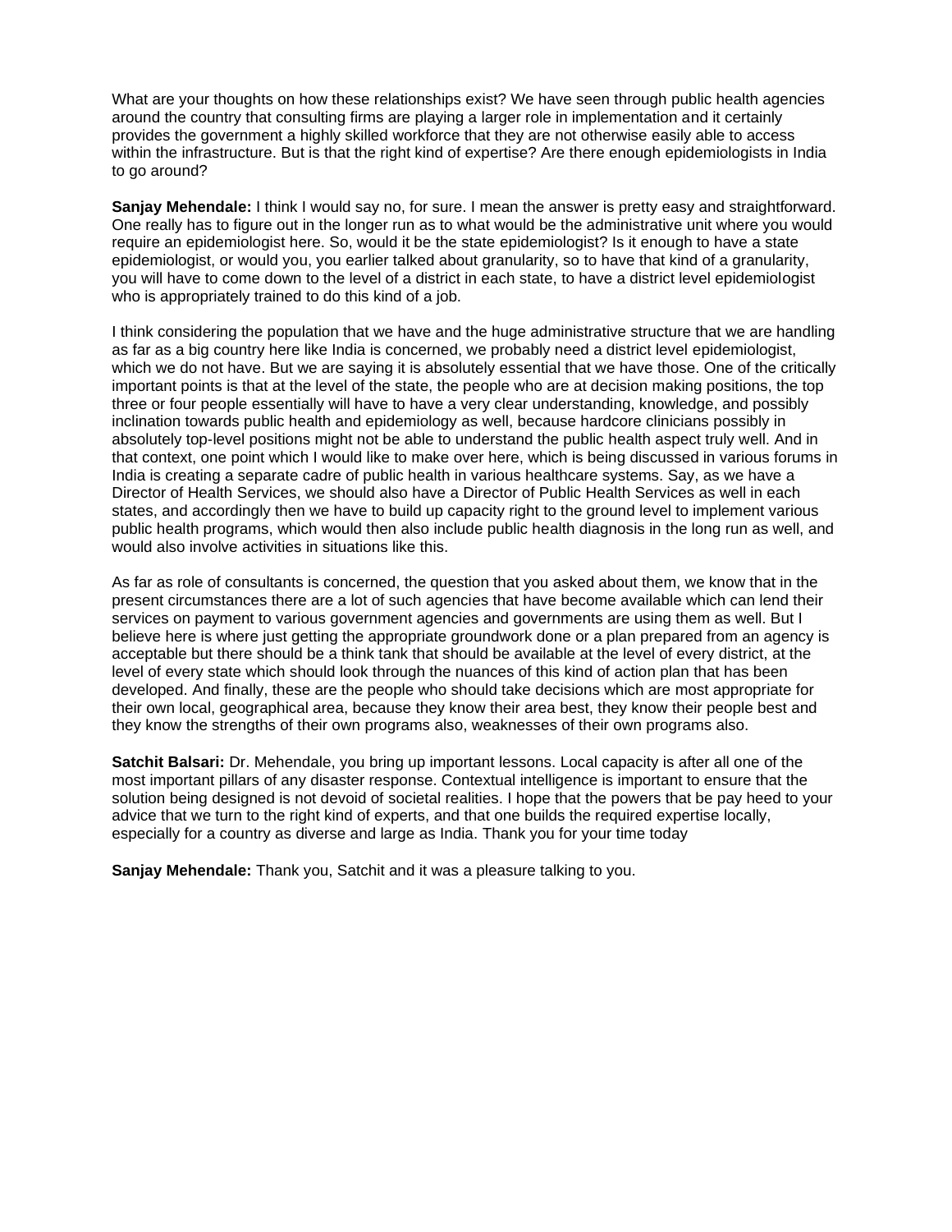What are your thoughts on how these relationships exist? We have seen through public health agencies around the country that consulting firms are playing a larger role in implementation and it certainly provides the government a highly skilled workforce that they are not otherwise easily able to access within the infrastructure. But is that the right kind of expertise? Are there enough epidemiologists in India to go around?

**Sanjay Mehendale:** I think I would say no, for sure. I mean the answer is pretty easy and straightforward. One really has to figure out in the longer run as to what would be the administrative unit where you would require an epidemiologist here. So, would it be the state epidemiologist? Is it enough to have a state epidemiologist, or would you, you earlier talked about granularity, so to have that kind of a granularity, you will have to come down to the level of a district in each state, to have a district level epidemiologist who is appropriately trained to do this kind of a job.

I think considering the population that we have and the huge administrative structure that we are handling as far as a big country here like India is concerned, we probably need a district level epidemiologist, which we do not have. But we are saying it is absolutely essential that we have those. One of the critically important points is that at the level of the state, the people who are at decision making positions, the top three or four people essentially will have to have a very clear understanding, knowledge, and possibly inclination towards public health and epidemiology as well, because hardcore clinicians possibly in absolutely top-level positions might not be able to understand the public health aspect truly well. And in that context, one point which I would like to make over here, which is being discussed in various forums in India is creating a separate cadre of public health in various healthcare systems. Say, as we have a Director of Health Services, we should also have a Director of Public Health Services as well in each states, and accordingly then we have to build up capacity right to the ground level to implement various public health programs, which would then also include public health diagnosis in the long run as well, and would also involve activities in situations like this.

As far as role of consultants is concerned, the question that you asked about them, we know that in the present circumstances there are a lot of such agencies that have become available which can lend their services on payment to various government agencies and governments are using them as well. But I believe here is where just getting the appropriate groundwork done or a plan prepared from an agency is acceptable but there should be a think tank that should be available at the level of every district, at the level of every state which should look through the nuances of this kind of action plan that has been developed. And finally, these are the people who should take decisions which are most appropriate for their own local, geographical area, because they know their area best, they know their people best and they know the strengths of their own programs also, weaknesses of their own programs also.

**Satchit Balsari:** Dr. Mehendale, you bring up important lessons. Local capacity is after all one of the most important pillars of any disaster response. Contextual intelligence is important to ensure that the solution being designed is not devoid of societal realities. I hope that the powers that be pay heed to your advice that we turn to the right kind of experts, and that one builds the required expertise locally, especially for a country as diverse and large as India. Thank you for your time today

**Sanjay Mehendale:** Thank you, Satchit and it was a pleasure talking to you.